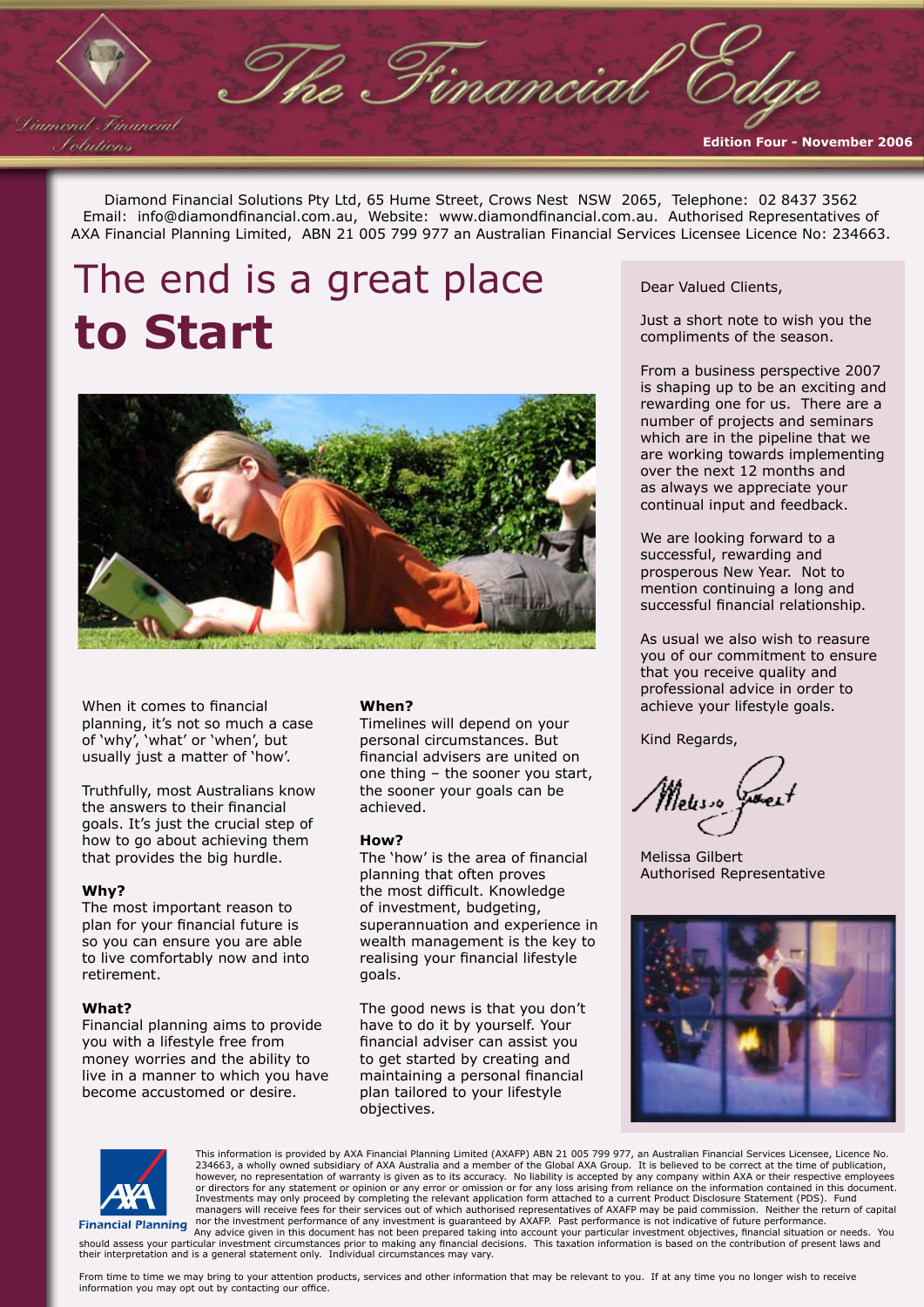# The Financial Edge

Diamond Financial Solutions

**Edition Four - November 2006**

Diamond Financial Solutions Pty Ltd, 65 Hume Street, Crows Nest NSW 2065, Telephone: 02 8437 3562
Email: info@diamondfinancial.com.au, Website: www.diamondfinancial.com.au. Authorised Representatives of AXA Financial Planning Limited, ABN 21 005 799 977 an Australian Financial Services Licensee Licence No: 234663.

## The end is a great place **to Start**

When it comes to financial planning, it's not so much a case of 'why', 'what' or 'when', but usually just a matter of 'how'.

Truthfully, most Australians know the answers to their financial goals. It's just the crucial step of how to go about achieving them that provides the big hurdle.

**Why?**
The most important reason to plan for your financial future is so you can ensure you are able to live comfortably now and into retirement.

**What?**
Financial planning aims to provide you with a lifestyle free from money worries and the ability to live in a manner to which you have become accustomed or desire.

**When?**
Timelines will depend on your personal circumstances. But financial advisers are united on one thing – the sooner you start, the sooner your goals can be achieved.

**How?**
The 'how' is the area of financial planning that often proves the most difficult. Knowledge of investment, budgeting, superannuation and experience in wealth management is the key to realising your financial lifestyle goals.

The good news is that you don't have to do it by yourself. Your financial adviser can assist you to get started by creating and maintaining a personal financial plan tailored to your lifestyle objectives.

Dear Valued Clients,

Just a short note to wish you the compliments of the season.

From a business perspective 2007 is shaping up to be an exciting and rewarding one for us. There are a number of projects and seminars which are in the pipeline that we are working towards implementing over the next 12 months and as always we appreciate your continual input and feedback.

We are looking forward to a successful, rewarding and prosperous New Year. Not to mention continuing a long and successful financial relationship.

As usual we also wish to reasure you of our commitment to ensure that you receive quality and professional advice in order to achieve your lifestyle goals.

Kind Regards,

Melissa Gilbert
Authorised Representative

AXA Financial Planning

This information is provided by AXA Financial Planning Limited (AXAFP) ABN 21 005 799 977, an Australian Financial Services Licensee, Licence No. 234663, a wholly owned subsidiary of AXA Australia and a member of the Global AXA Group. It is believed to be correct at the time of publication, however, no representation of warranty is given as to its accuracy. No liability is accepted by any company within AXA or their respective employees or directors for any statement or opinion or any error or omission or for any loss arising from reliance on the information contained in this document. Investments may only proceed by completing the relevant application form attached to a current Product Disclosure Statement (PDS). Fund managers will receive fees for their services out of which authorised representatives of AXAFP may be paid commission. Neither the return of capital nor the investment performance of any investment is guaranteed by AXAFP. Past performance is not indicative of future performance.
Any advice given in this document has not been prepared taking into account your particular investment objectives, financial situation or needs. You should assess your particular investment circumstances prior to making any financial decisions. This taxation information is based on the contribution of present laws and their interpretation and is a general statement only. Individual circumstances may vary.

From time to time we may bring to your attention products, services and other information that may be relevant to you. If at any time you no longer wish to receive information you may opt out by contacting our office.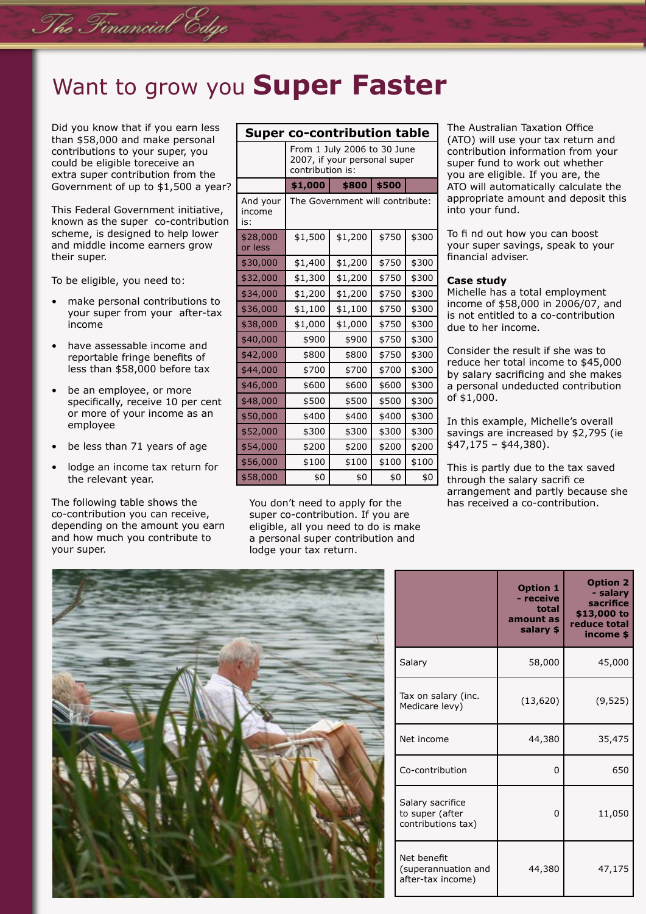# Want to grow you **Super Faster**

Did you know that if you earn less than $58,000 and make personal contributions to your super, you could be eligible toreceive an extra super contribution from the Government of up to $1,500 a year?

This Federal Government initiative, known as the super co-contribution scheme, is designed to help lower and middle income earners grow their super.

To be eligible, you need to:

- make personal contributions to your super from your after-tax income
- have assessable income and reportable fringe benefits of less than $58,000 before tax
- be an employee, or more specifically, receive 10 per cent or more of your income as an employee
- be less than 71 years of age
- lodge an income tax return for the relevant year.

The following table shows the co-contribution you can receive, depending on the amount you earn and how much you contribute to your super.

**Super co-contribution table**

| | From 1 July 2006 to 30 June 2007, if your personal super contribution is: | | | |
|---|---|---|---|---|
| | **$1,000** | **$800** | **$500** | |
| And your income is: | The Government will contribute: | | | |
| $28,000 or less | $1,500 | $1,200 | $750 | $300 |
| $30,000 | $1,400 | $1,200 | $750 | $300 |
| $32,000 | $1,300 | $1,200 | $750 | $300 |
| $34,000 | $1,200 | $1,200 | $750 | $300 |
| $36,000 | $1,100 | $1,100 | $750 | $300 |
| $38,000 | $1,000 | $1,000 | $750 | $300 |
| $40,000 | $900 | $900 | $750 | $300 |
| $42,000 | $800 | $800 | $750 | $300 |
| $44,000 | $700 | $700 | $700 | $300 |
| $46,000 | $600 | $600 | $600 | $300 |
| $48,000 | $500 | $500 | $500 | $300 |
| $50,000 | $400 | $400 | $400 | $300 |
| $52,000 | $300 | $300 | $300 | $300 |
| $54,000 | $200 | $200 | $200 | $200 |
| $56,000 | $100 | $100 | $100 | $100 |
| $58,000 | $0 | $0 | $0 | $0 |

You don't need to apply for the super co-contribution. If you are eligible, all you need to do is make a personal super contribution and lodge your tax return.

The Australian Taxation Office (ATO) will use your tax return and contribution information from your super fund to work out whether you are eligible. If you are, the ATO will automatically calculate the appropriate amount and deposit this into your fund.

To fi nd out how you can boost your super savings, speak to your financial adviser.

**Case study**

Michelle has a total employment income of $58,000 in 2006/07, and is not entitled to a co-contribution due to her income.

Consider the result if she was to reduce her total income to $45,000 by salary sacrificing and she makes a personal undeducted contribution of $1,000.

In this example, Michelle's overall savings are increased by $2,795 (ie $47,175 – $44,380).

This is partly due to the tax saved through the salary sacrifi ce arrangement and partly because she has received a co-contribution.

| | **Option 1 - receive total amount as salary $** | **Option 2 - salary sacrifice $13,000 to reduce total income $** |
|---|---|---|
| Salary | 58,000 | 45,000 |
| Tax on salary (inc. Medicare levy) | (13,620) | (9,525) |
| Net income | 44,380 | 35,475 |
| Co-contribution | 0 | 650 |
| Salary sacrifice to super (after contributions tax) | 0 | 11,050 |
| Net benefit (superannuation and after-tax income) | 44,380 | 47,175 |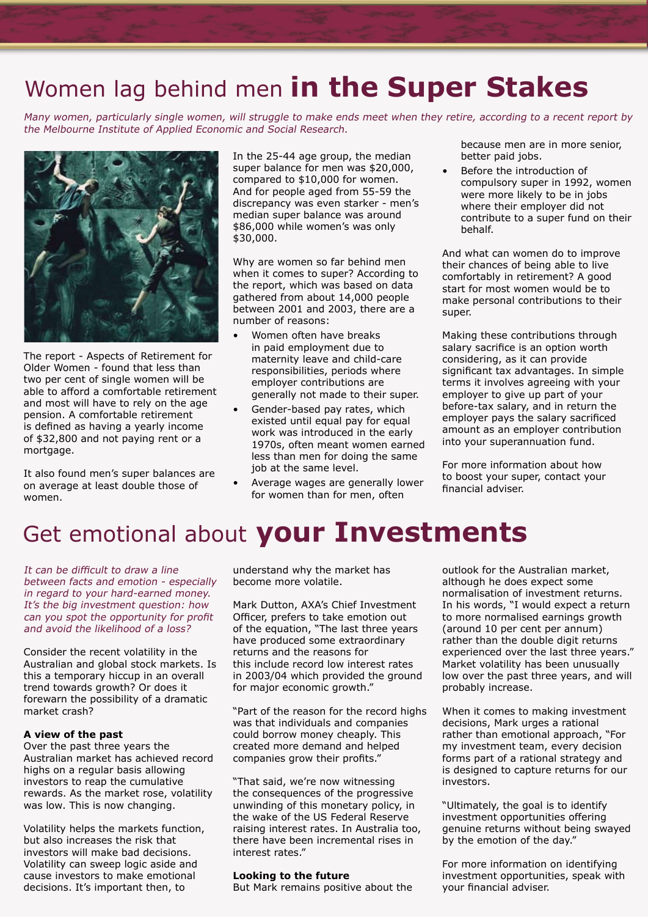# Women lag behind men **in the Super Stakes**

*Many women, particularly single women, will struggle to make ends meet when they retire, according to a recent report by the Melbourne Institute of Applied Economic and Social Research.*

The report - Aspects of Retirement for Older Women - found that less than two per cent of single women will be able to afford a comfortable retirement and most will have to rely on the age pension. A comfortable retirement is defined as having a yearly income of $32,800 and not paying rent or a mortgage.

It also found men's super balances are on average at least double those of women.

In the 25-44 age group, the median super balance for men was $20,000, compared to $10,000 for women. And for people aged from 55-59 the discrepancy was even starker - men's median super balance was around $86,000 while women's was only $30,000.

Why are women so far behind men when it comes to super? According to the report, which was based on data gathered from about 14,000 people between 2001 and 2003, there are a number of reasons:

- Women often have breaks in paid employment due to maternity leave and child-care responsibilities, periods where employer contributions are generally not made to their super.
- Gender-based pay rates, which existed until equal pay for equal work was introduced in the early 1970s, often meant women earned less than men for doing the same job at the same level.
- Average wages are generally lower for women than for men, often because men are in more senior, better paid jobs.
- Before the introduction of compulsory super in 1992, women were more likely to be in jobs where their employer did not contribute to a super fund on their behalf.

And what can women do to improve their chances of being able to live comfortably in retirement? A good start for most women would be to make personal contributions to their super.

Making these contributions through salary sacrifice is an option worth considering, as it can provide significant tax advantages. In simple terms it involves agreeing with your employer to give up part of your before-tax salary, and in return the employer pays the salary sacrificed amount as an employer contribution into your superannuation fund.

For more information about how to boost your super, contact your financial adviser.

# Get emotional about **your Investments**

*It can be difficult to draw a line between facts and emotion - especially in regard to your hard-earned money. It's the big investment question: how can you spot the opportunity for profit and avoid the likelihood of a loss?*

Consider the recent volatility in the Australian and global stock markets. Is this a temporary hiccup in an overall trend towards growth? Or does it forewarn the possibility of a dramatic market crash?

**A view of the past**

Over the past three years the Australian market has achieved record highs on a regular basis allowing investors to reap the cumulative rewards. As the market rose, volatility was low. This is now changing.

Volatility helps the markets function, but also increases the risk that investors will make bad decisions. Volatility can sweep logic aside and cause investors to make emotional decisions. It's important then, to understand why the market has become more volatile.

Mark Dutton, AXA's Chief Investment Officer, prefers to take emotion out of the equation, "The last three years have produced some extraordinary returns and the reasons for this include record low interest rates in 2003/04 which provided the ground for major economic growth."

"Part of the reason for the record highs was that individuals and companies could borrow money cheaply. This created more demand and helped companies grow their profits."

"That said, we're now witnessing the consequences of the progressive unwinding of this monetary policy, in the wake of the US Federal Reserve raising interest rates. In Australia too, there have been incremental rises in interest rates."

**Looking to the future**

But Mark remains positive about the outlook for the Australian market, although he does expect some normalisation of investment returns. In his words, "I would expect a return to more normalised earnings growth (around 10 per cent per annum) rather than the double digit returns experienced over the last three years." Market volatility has been unusually low over the past three years, and will probably increase.

When it comes to making investment decisions, Mark urges a rational rather than emotional approach, "For my investment team, every decision forms part of a rational strategy and is designed to capture returns for our investors.

"Ultimately, the goal is to identify investment opportunities offering genuine returns without being swayed by the emotion of the day."

For more information on identifying investment opportunities, speak with your financial adviser.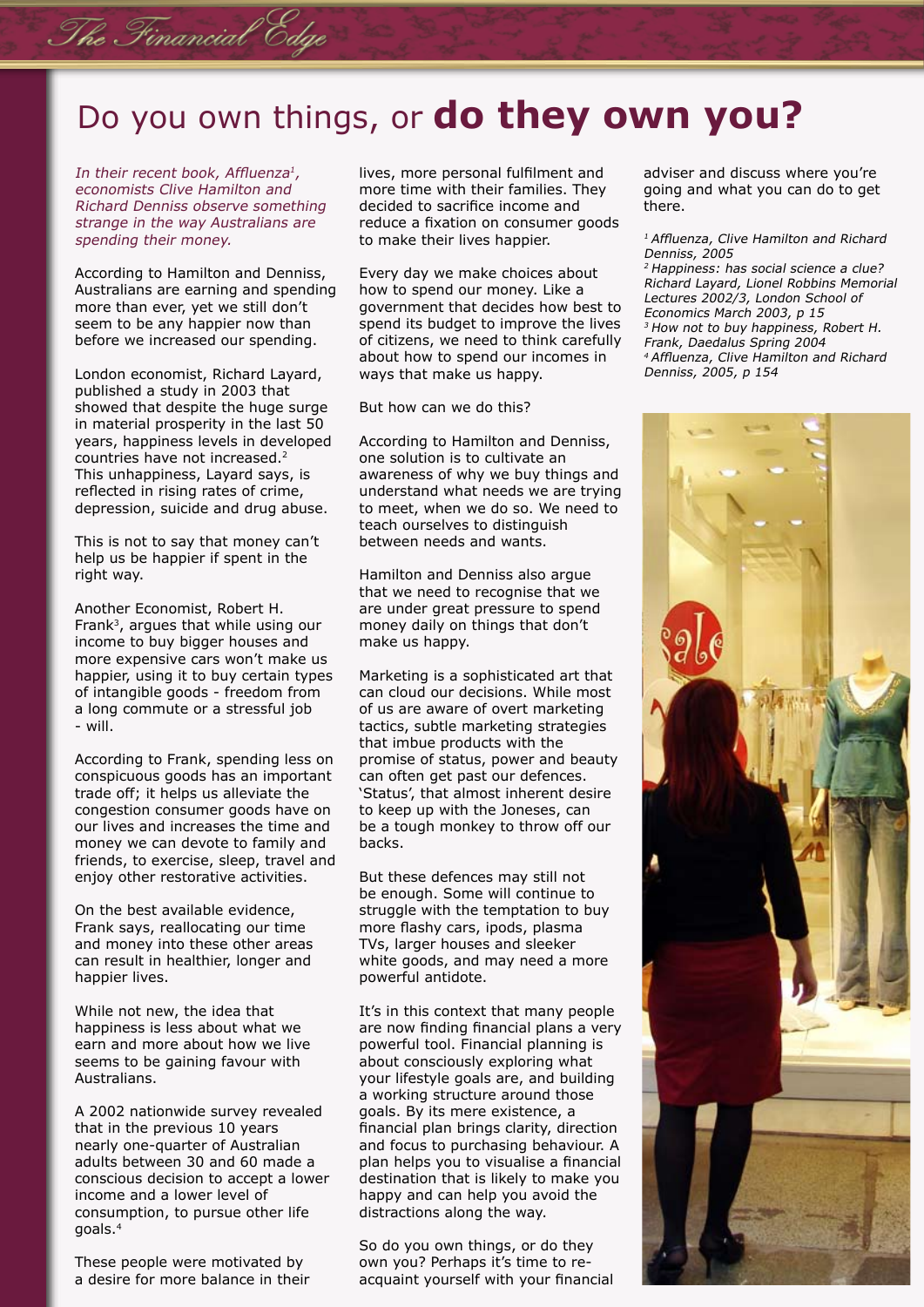# Do you own things, or **do they own you?**

*In their recent book, Affluenza[1], economists Clive Hamilton and Richard Denniss observe something strange in the way Australians are spending their money.*

According to Hamilton and Denniss, Australians are earning and spending more than ever, yet we still don't seem to be any happier now than before we increased our spending.

London economist, Richard Layard, published a study in 2003 that showed that despite the huge surge in material prosperity in the last 50 years, happiness levels in developed countries have not increased.[2] This unhappiness, Layard says, is reflected in rising rates of crime, depression, suicide and drug abuse.

This is not to say that money can't help us be happier if spent in the right way.

Another Economist, Robert H. Frank[3], argues that while using our income to buy bigger houses and more expensive cars won't make us happier, using it to buy certain types of intangible goods - freedom from a long commute or a stressful job - will.

According to Frank, spending less on conspicuous goods has an important trade off; it helps us alleviate the congestion consumer goods have on our lives and increases the time and money we can devote to family and friends, to exercise, sleep, travel and enjoy other restorative activities.

On the best available evidence, Frank says, reallocating our time and money into these other areas can result in healthier, longer and happier lives.

While not new, the idea that happiness is less about what we earn and more about how we live seems to be gaining favour with Australians.

A 2002 nationwide survey revealed that in the previous 10 years nearly one-quarter of Australian adults between 30 and 60 made a conscious decision to accept a lower income and a lower level of consumption, to pursue other life goals.[4]

These people were motivated by a desire for more balance in their lives, more personal fulfilment and more time with their families. They decided to sacrifice income and reduce a fixation on consumer goods to make their lives happier.

Every day we make choices about how to spend our money. Like a government that decides how best to spend its budget to improve the lives of citizens, we need to think carefully about how to spend our incomes in ways that make us happy.

But how can we do this?

According to Hamilton and Denniss, one solution is to cultivate an awareness of why we buy things and understand what needs we are trying to meet, when we do so. We need to teach ourselves to distinguish between needs and wants.

Hamilton and Denniss also argue that we need to recognise that we are under great pressure to spend money daily on things that don't make us happy.

Marketing is a sophisticated art that can cloud our decisions. While most of us are aware of overt marketing tactics, subtle marketing strategies that imbue products with the promise of status, power and beauty can often get past our defences. 'Status', that almost inherent desire to keep up with the Joneses, can be a tough monkey to throw off our backs.

But these defences may still not be enough. Some will continue to struggle with the temptation to buy more flashy cars, ipods, plasma TVs, larger houses and sleeker white goods, and may need a more powerful antidote.

It's in this context that many people are now finding financial plans a very powerful tool. Financial planning is about consciously exploring what your lifestyle goals are, and building a working structure around those goals. By its mere existence, a financial plan brings clarity, direction and focus to purchasing behaviour. A plan helps you to visualise a financial destination that is likely to make you happy and can help you avoid the distractions along the way.

So do you own things, or do they own you? Perhaps it's time to re-acquaint yourself with your financial adviser and discuss where you're going and what you can do to get there.

*[1] Affluenza, Clive Hamilton and Richard Denniss, 2005*
*[2] Happiness: has social science a clue? Richard Layard, Lionel Robbins Memorial Lectures 2002/3, London School of Economics March 2003, p 15*
*[3] How not to buy happiness, Robert H. Frank, Daedalus Spring 2004*
*[4] Affluenza, Clive Hamilton and Richard Denniss, 2005, p 154*